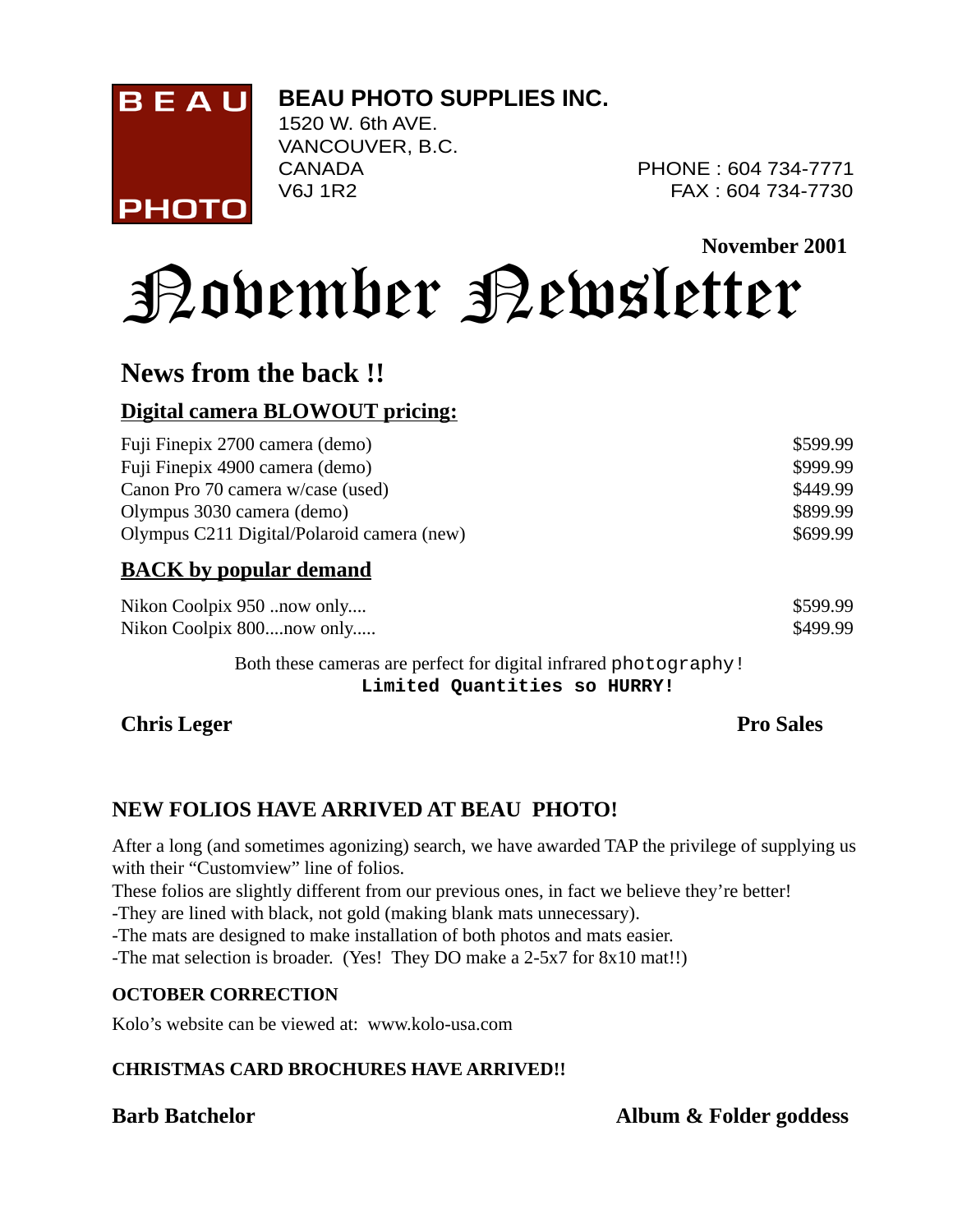**BEAU PHOTO**

**BEAU PHOTO SUPPLIES INC.**
1520 W. 6th AVE.
VANCOUVER, B.C.
CANADA
V6J 1R2

PHONE : 604 734-7771
FAX : 604 734-7730

**November 2001**

# November Newsletter

## News from the back !!

### Digital camera BLOWOUT pricing:

| | |
|---|---|
| Fuji Finepix 2700 camera (demo) | $599.99 |
| Fuji Finepix 4900 camera (demo) | $999.99 |
| Canon Pro 70 camera w/case (used) | $449.99 |
| Olympus 3030 camera (demo) | $899.99 |
| Olympus C211 Digital/Polaroid camera (new) | $699.99 |

### BACK by popular demand

| | |
|---|---|
| Nikon Coolpix 950 ..now only.... | $599.99 |
| Nikon Coolpix 800....now only..... | $499.99 |

Both these cameras are perfect for digital infrared photography!
**Limited Quantities so HURRY!**

**Chris Leger** **Pro Sales**

### NEW FOLIOS HAVE ARRIVED AT BEAU PHOTO!

After a long (and sometimes agonizing) search, we have awarded TAP the privilege of supplying us with their "Customview" line of folios.
These folios are slightly different from our previous ones, in fact we believe they're better!
-They are lined with black, not gold (making blank mats unnecessary).
-The mats are designed to make installation of both photos and mats easier.
-The mat selection is broader. (Yes! They DO make a 2-5x7 for 8x10 mat!!)

**OCTOBER CORRECTION**

Kolo's website can be viewed at: www.kolo-usa.com

**CHRISTMAS CARD BROCHURES HAVE ARRIVED!!**

**Barb Batchelor** **Album & Folder goddess**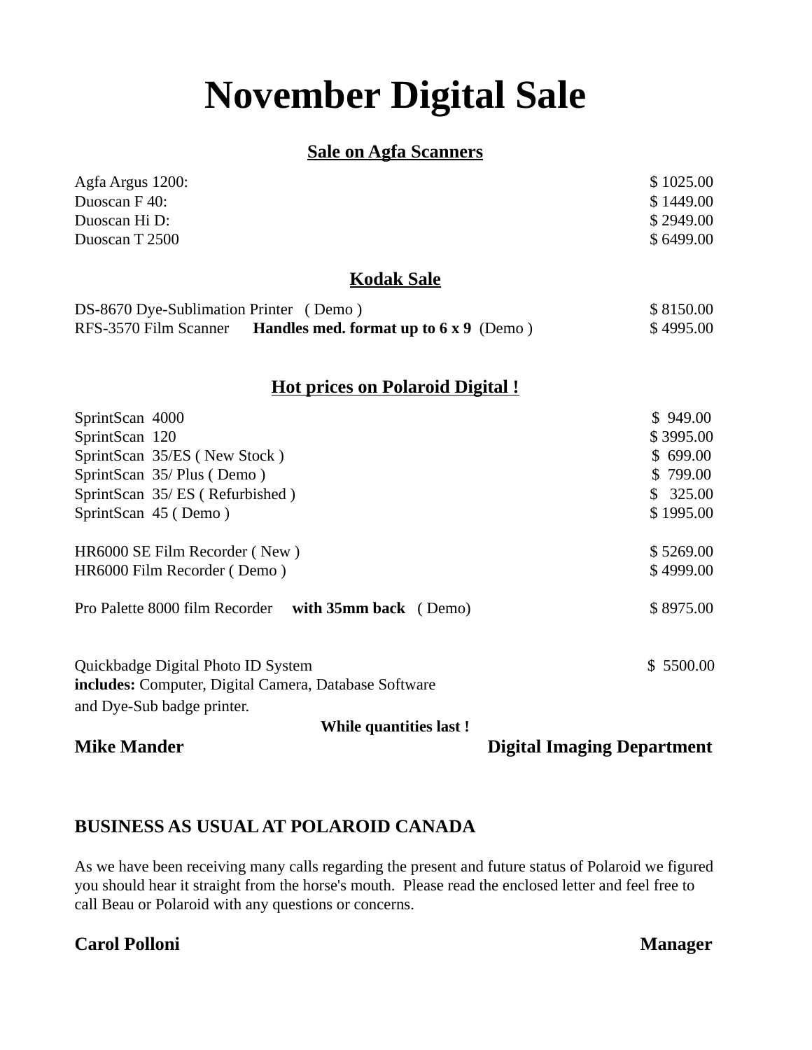# November Digital Sale

## Sale on Agfa Scanners

| | |
|---|---|
| Agfa Argus 1200: | $ 1025.00 |
| Duoscan F 40: | $ 1449.00 |
| Duoscan Hi D: | $ 2949.00 |
| Duoscan T 2500 | $ 6499.00 |

## Kodak Sale

| | |
|---|---|
| DS-8670 Dye-Sublimation Printer ( Demo ) | $ 8150.00 |
| RFS-3570 Film Scanner **Handles med. format up to 6 x 9** (Demo ) | $ 4995.00 |

## Hot prices on Polaroid Digital !

| | |
|---|---|
| SprintScan 4000 | $ 949.00 |
| SprintScan 120 | $ 3995.00 |
| SprintScan 35/ES ( New Stock ) | $ 699.00 |
| SprintScan 35/ Plus ( Demo ) | $ 799.00 |
| SprintScan 35/ ES ( Refurbished ) | $ 325.00 |
| SprintScan 45 ( Demo ) | $ 1995.00 |
| HR6000 SE Film Recorder ( New ) | $ 5269.00 |
| HR6000 Film Recorder ( Demo ) | $ 4999.00 |
| Pro Palette 8000 film Recorder **with 35mm back** ( Demo) | $ 8975.00 |
| Quickbadge Digital Photo ID System | $ 5500.00 |

**includes:** Computer, Digital Camera, Database Software and Dye-Sub badge printer.

**While quantities last !**

**Mike Mander** **Digital Imaging Department**

### BUSINESS AS USUAL AT POLAROID CANADA

As we have been receiving many calls regarding the present and future status of Polaroid we figured you should hear it straight from the horse's mouth. Please read the enclosed letter and feel free to call Beau or Polaroid with any questions or concerns.

**Carol Polloni** **Manager**